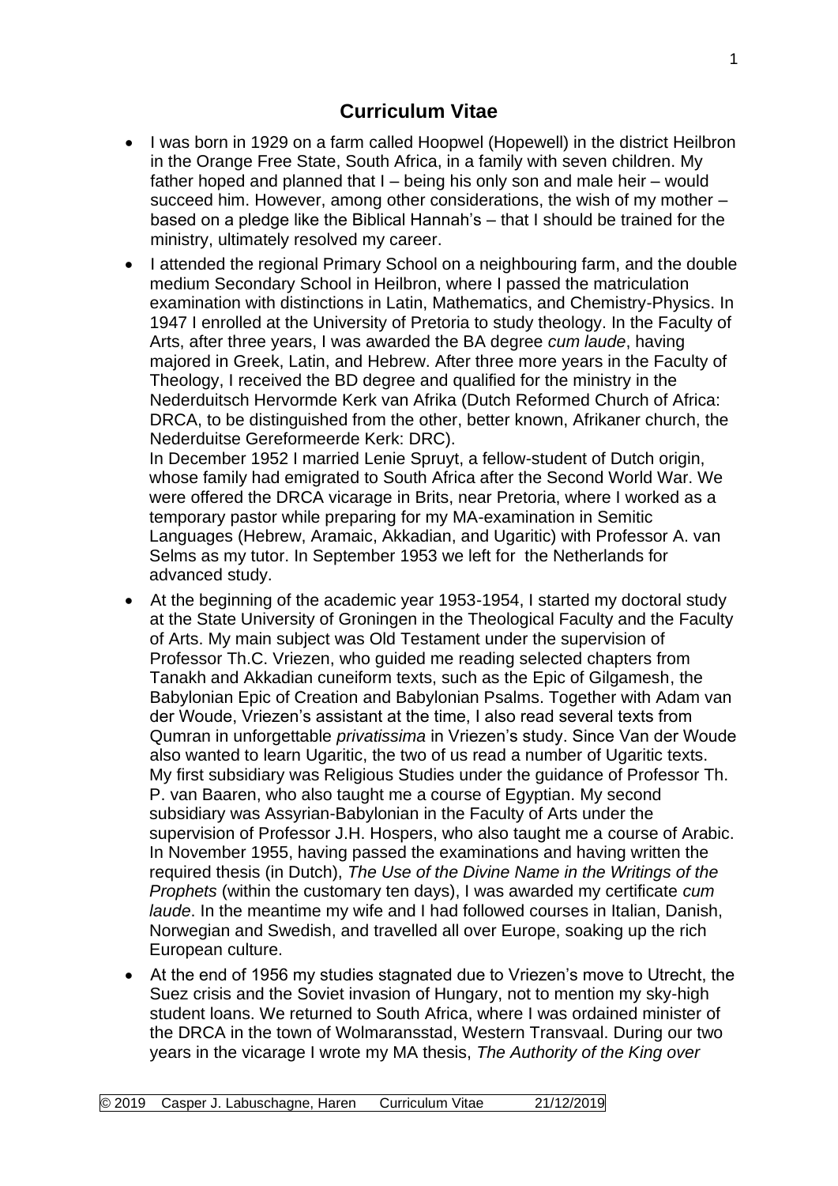# Curriculum Vitae

- I was born in 1929 on a farm called Hoopwel (Hopewell) in the district Heilbron in the Orange Free State, South Africa, in a family with seven children. My father hoped and planned that I – being his only son and male heir – would succeed him. However, among other considerations, the wish of my mother – based on a pledge like the Biblical Hannah's – that I should be trained for the ministry, ultimately resolved my career.
- I attended the regional Primary School on a neighbouring farm, and the double medium Secondary School in Heilbron, where I passed the matriculation examination with distinctions in Latin, Mathematics, and Chemistry-Physics. In 1947 I enrolled at the University of Pretoria to study theology. In the Faculty of Arts, after three years, I was awarded the BA degree *cum laude*, having majored in Greek, Latin, and Hebrew. After three more years in the Faculty of Theology, I received the BD degree and qualified for the ministry in the Nederduitsch Hervormde Kerk van Afrika (Dutch Reformed Church of Africa: DRCA, to be distinguished from the other, better known, Afrikaner church, the Nederduitse Gereformeerde Kerk: DRC).
  In December 1952 I married Lenie Spruyt, a fellow-student of Dutch origin, whose family had emigrated to South Africa after the Second World War. We were offered the DRCA vicarage in Brits, near Pretoria, where I worked as a temporary pastor while preparing for my MA-examination in Semitic Languages (Hebrew, Aramaic, Akkadian, and Ugaritic) with Professor A. van Selms as my tutor. In September 1953 we left for the Netherlands for advanced study.
- At the beginning of the academic year 1953-1954, I started my doctoral study at the State University of Groningen in the Theological Faculty and the Faculty of Arts. My main subject was Old Testament under the supervision of Professor Th.C. Vriezen, who guided me reading selected chapters from Tanakh and Akkadian cuneiform texts, such as the Epic of Gilgamesh, the Babylonian Epic of Creation and Babylonian Psalms. Together with Adam van der Woude, Vriezen's assistant at the time, I also read several texts from Qumran in unforgettable *privatissima* in Vriezen's study. Since Van der Woude also wanted to learn Ugaritic, the two of us read a number of Ugaritic texts. My first subsidiary was Religious Studies under the guidance of Professor Th. P. van Baaren, who also taught me a course of Egyptian. My second subsidiary was Assyrian-Babylonian in the Faculty of Arts under the supervision of Professor J.H. Hospers, who also taught me a course of Arabic. In November 1955, having passed the examinations and having written the required thesis (in Dutch), *The Use of the Divine Name in the Writings of the Prophets* (within the customary ten days), I was awarded my certificate *cum laude*. In the meantime my wife and I had followed courses in Italian, Danish, Norwegian and Swedish, and travelled all over Europe, soaking up the rich European culture.
- At the end of 1956 my studies stagnated due to Vriezen's move to Utrecht, the Suez crisis and the Soviet invasion of Hungary, not to mention my sky-high student loans. We returned to South Africa, where I was ordained minister of the DRCA in the town of Wolmaransstad, Western Transvaal. During our two years in the vicarage I wrote my MA thesis, *The Authority of the King over*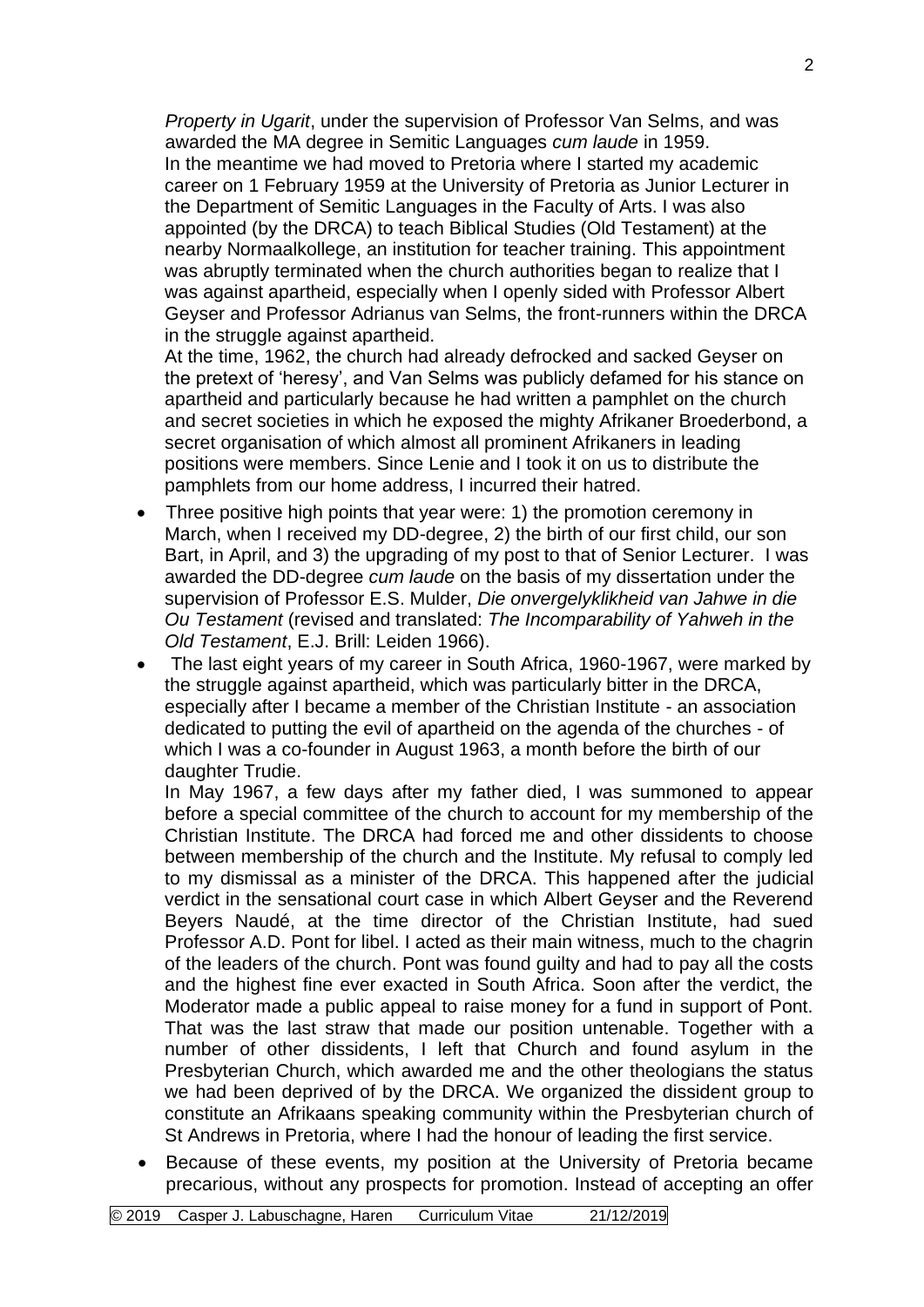*Property in Ugarit*, under the supervision of Professor Van Selms, and was awarded the MA degree in Semitic Languages *cum laude* in 1959.
In the meantime we had moved to Pretoria where I started my academic career on 1 February 1959 at the University of Pretoria as Junior Lecturer in the Department of Semitic Languages in the Faculty of Arts. I was also appointed (by the DRCA) to teach Biblical Studies (Old Testament) at the nearby Normaalkollege, an institution for teacher training. This appointment was abruptly terminated when the church authorities began to realize that I was against apartheid, especially when I openly sided with Professor Albert Geyser and Professor Adrianus van Selms, the front-runners within the DRCA in the struggle against apartheid.
At the time, 1962, the church had already defrocked and sacked Geyser on the pretext of 'heresy', and Van Selms was publicly defamed for his stance on apartheid and particularly because he had written a pamphlet on the church and secret societies in which he exposed the mighty Afrikaner Broederbond, a secret organisation of which almost all prominent Afrikaners in leading positions were members. Since Lenie and I took it on us to distribute the pamphlets from our home address, I incurred their hatred.

- Three positive high points that year were: 1) the promotion ceremony in March, when I received my DD-degree, 2) the birth of our first child, our son Bart, in April, and 3) the upgrading of my post to that of Senior Lecturer. I was awarded the DD-degree *cum laude* on the basis of my dissertation under the supervision of Professor E.S. Mulder, *Die onvergelyklikheid van Jahwe in die Ou Testament* (revised and translated: *The Incomparability of Yahweh in the Old Testament*, E.J. Brill: Leiden 1966).
- The last eight years of my career in South Africa, 1960-1967, were marked by the struggle against apartheid, which was particularly bitter in the DRCA, especially after I became a member of the Christian Institute - an association dedicated to putting the evil of apartheid on the agenda of the churches - of which I was a co-founder in August 1963, a month before the birth of our daughter Trudie.
  In May 1967, a few days after my father died, I was summoned to appear before a special committee of the church to account for my membership of the Christian Institute. The DRCA had forced me and other dissidents to choose between membership of the church and the Institute. My refusal to comply led to my dismissal as a minister of the DRCA. This happened after the judicial verdict in the sensational court case in which Albert Geyser and the Reverend Beyers Naudé, at the time director of the Christian Institute, had sued Professor A.D. Pont for libel. I acted as their main witness, much to the chagrin of the leaders of the church. Pont was found guilty and had to pay all the costs and the highest fine ever exacted in South Africa. Soon after the verdict, the Moderator made a public appeal to raise money for a fund in support of Pont. That was the last straw that made our position untenable. Together with a number of other dissidents, I left that Church and found asylum in the Presbyterian Church, which awarded me and the other theologians the status we had been deprived of by the DRCA. We organized the dissident group to constitute an Afrikaans speaking community within the Presbyterian church of St Andrews in Pretoria, where I had the honour of leading the first service.
- Because of these events, my position at the University of Pretoria became precarious, without any prospects for promotion. Instead of accepting an offer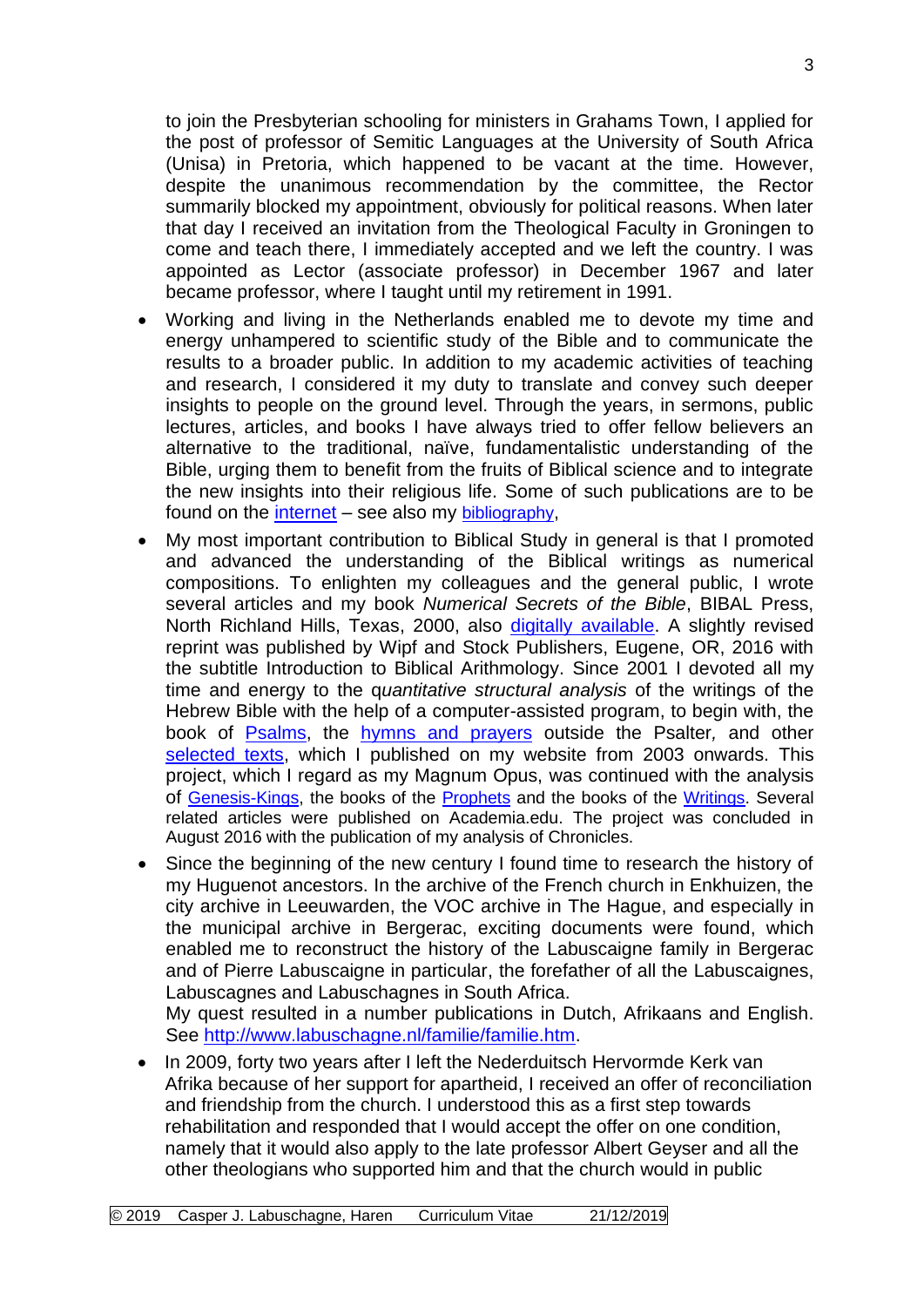to join the Presbyterian schooling for ministers in Grahams Town, I applied for the post of professor of Semitic Languages at the University of South Africa (Unisa) in Pretoria, which happened to be vacant at the time. However, despite the unanimous recommendation by the committee, the Rector summarily blocked my appointment, obviously for political reasons. When later that day I received an invitation from the Theological Faculty in Groningen to come and teach there, I immediately accepted and we left the country. I was appointed as Lector (associate professor) in December 1967 and later became professor, where I taught until my retirement in 1991.

- Working and living in the Netherlands enabled me to devote my time and energy unhampered to scientific study of the Bible and to communicate the results to a broader public. In addition to my academic activities of teaching and research, I considered it my duty to translate and convey such deeper insights to people on the ground level. Through the years, in sermons, public lectures, articles, and books I have always tried to offer fellow believers an alternative to the traditional, naïve, fundamentalistic understanding of the Bible, urging them to benefit from the fruits of Biblical science and to integrate the new insights into their religious life. Some of such publications are to be found on the internet – see also my bibliography,
- My most important contribution to Biblical Study in general is that I promoted and advanced the understanding of the Biblical writings as numerical compositions. To enlighten my colleagues and the general public, I wrote several articles and my book *Numerical Secrets of the Bible*, BIBAL Press, North Richland Hills, Texas, 2000, also digitally available. A slightly revised reprint was published by Wipf and Stock Publishers, Eugene, OR, 2016 with the subtitle Introduction to Biblical Arithmology. Since 2001 I devoted all my time and energy to the q*uantitative structural analysis* of the writings of the Hebrew Bible with the help of a computer-assisted program, to begin with, the book of Psalms, the hymns and prayers outside the Psalter*,* and other selected texts, which I published on my website from 2003 onwards. This project, which I regard as my Magnum Opus, was continued with the analysis of Genesis-Kings, the books of the Prophets and the books of the Writings. Several related articles were published on Academia.edu. The project was concluded in August 2016 with the publication of my analysis of Chronicles.
- Since the beginning of the new century I found time to research the history of my Huguenot ancestors. In the archive of the French church in Enkhuizen, the city archive in Leeuwarden, the VOC archive in The Hague, and especially in the municipal archive in Bergerac, exciting documents were found, which enabled me to reconstruct the history of the Labuscaigne family in Bergerac and of Pierre Labuscaigne in particular, the forefather of all the Labuscaignes, Labuscagnes and Labuschagnes in South Africa.
  My quest resulted in a number publications in Dutch, Afrikaans and English. See http://www.labuschagne.nl/familie/familie.htm.
- In 2009, forty two years after I left the Nederduitsch Hervormde Kerk van Afrika because of her support for apartheid, I received an offer of reconciliation and friendship from the church. I understood this as a first step towards rehabilitation and responded that I would accept the offer on one condition, namely that it would also apply to the late professor Albert Geyser and all the other theologians who supported him and that the church would in public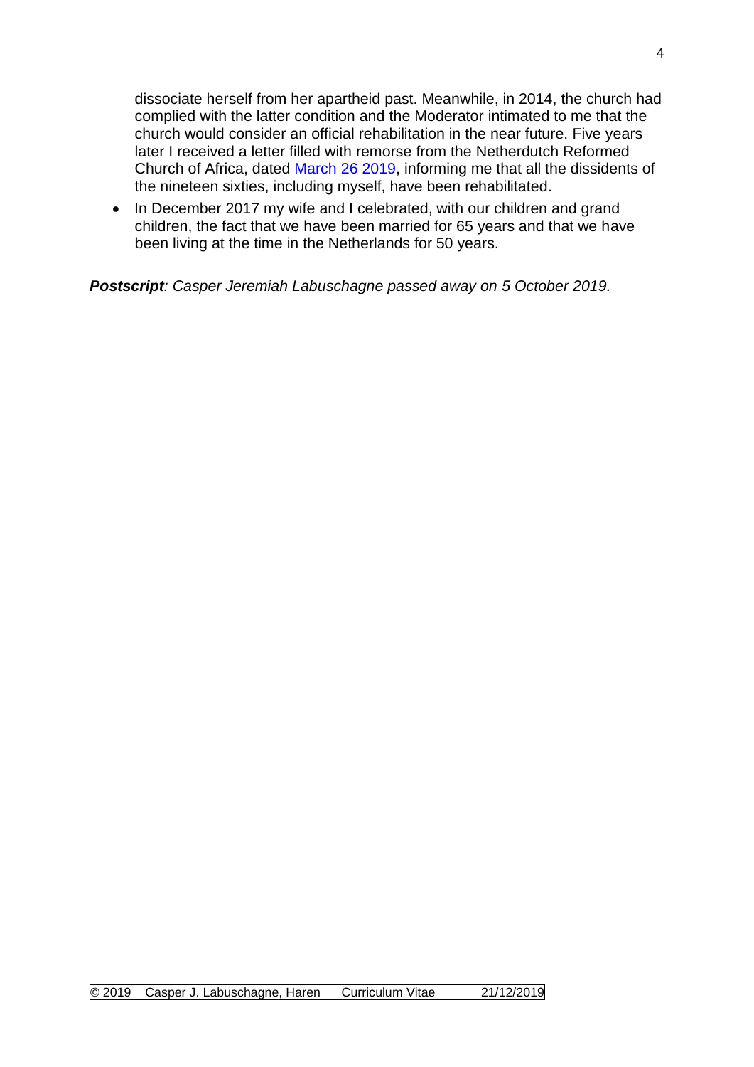dissociate herself from her apartheid past. Meanwhile, in 2014, the church had complied with the latter condition and the Moderator intimated to me that the church would consider an official rehabilitation in the near future. Five years later I received a letter filled with remorse from the Netherdutch Reformed Church of Africa, dated March 26 2019, informing me that all the dissidents of the nineteen sixties, including myself, have been rehabilitated.

- In December 2017 my wife and I celebrated, with our children and grand children, the fact that we have been married for 65 years and that we have been living at the time in the Netherlands for 50 years.

***Postscript****: Casper Jeremiah Labuschagne passed away on 5 October 2019.*